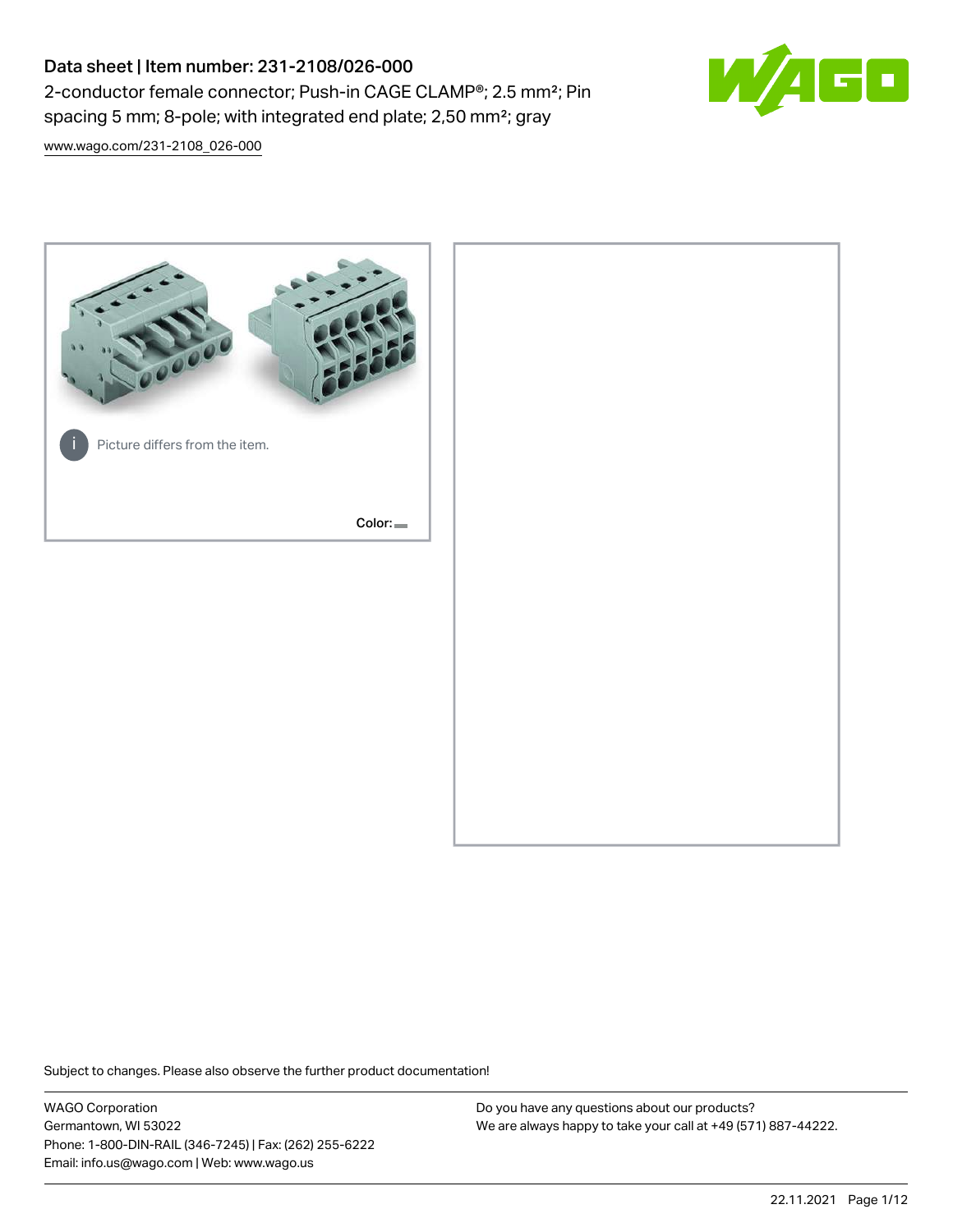# Data sheet | Item number: 231-2108/026-000

2-conductor female connector; Push-in CAGE CLAMP®; 2.5 mm²; Pin spacing 5 mm; 8-pole; with integrated end plate; 2,50 mm²; gray

www.wago.com/231-2108_026-000

Picture differs from the item.

Color:

Subject to changes. Please also observe the further product documentation!

WAGO Corporation
Germantown, WI 53022
Phone: 1-800-DIN-RAIL (346-7245) | Fax: (262) 255-6222
Email: info.us@wago.com | Web: www.wago.us

Do you have any questions about our products?
We are always happy to take your call at +49 (571) 887-44222.

22.11.2021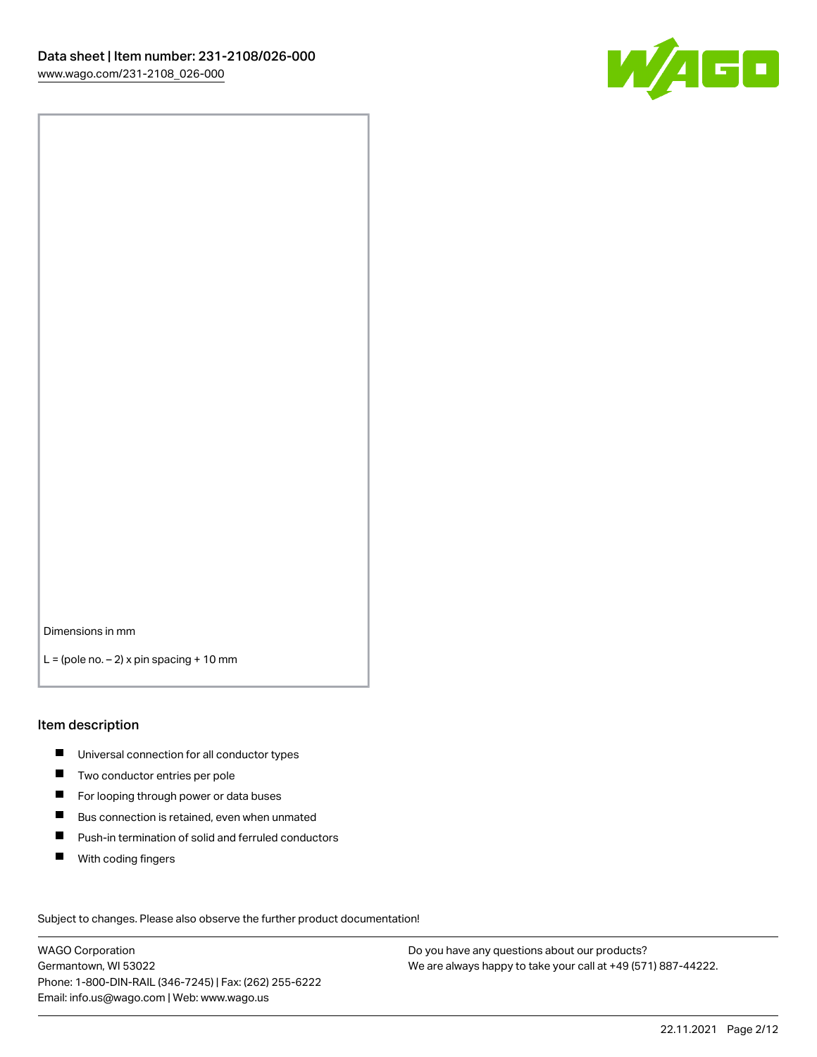Dimensions in mm

L = (pole no. – 2) x pin spacing + 10 mm

## Item description

- Universal connection for all conductor types
- Two conductor entries per pole
- For looping through power or data buses
- Bus connection is retained, even when unmated
- Push-in termination of solid and ferruled conductors
- With coding fingers

Subject to changes. Please also observe the further product documentation!

WAGO Corporation
Germantown, WI 53022
Phone: 1-800-DIN-RAIL (346-7245) | Fax: (262) 255-6222
Email: info.us@wago.com | Web: www.wago.us

Do you have any questions about our products?
We are always happy to take your call at +49 (571) 887-44222.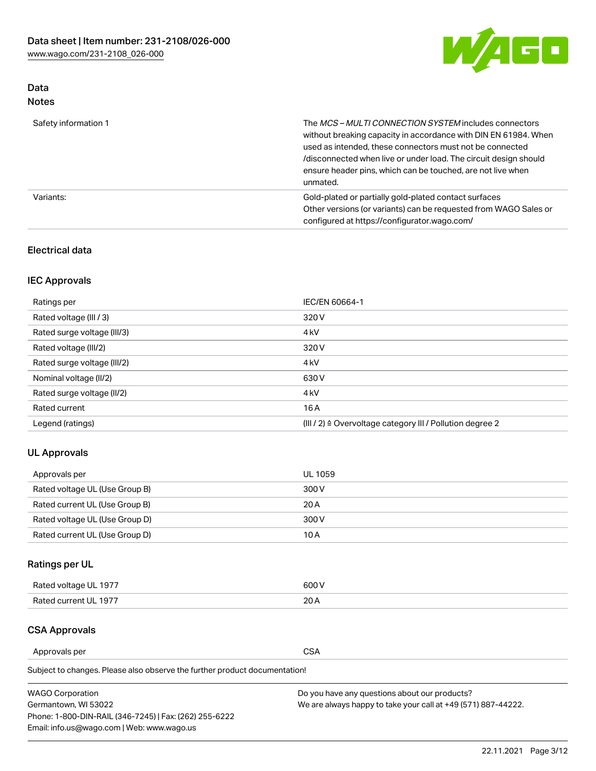## Data
### Notes

| | |
|---|---|
| Safety information 1 | The *MCS – MULTI CONNECTION SYSTEM* includes connectors without breaking capacity in accordance with DIN EN 61984. When used as intended, these connectors must not be connected /disconnected when live or under load. The circuit design should ensure header pins, which can be touched, are not live when unmated. |
| Variants: | Gold-plated or partially gold-plated contact surfaces<br>Other versions (or variants) can be requested from WAGO Sales or configured at https://configurator.wago.com/ |

### Electrical data

### IEC Approvals

| | |
|---|---|
| Ratings per | IEC/EN 60664-1 |
| Rated voltage (III / 3) | 320 V |
| Rated surge voltage (III/3) | 4 kV |
| Rated voltage (III/2) | 320 V |
| Rated surge voltage (III/2) | 4 kV |
| Nominal voltage (II/2) | 630 V |
| Rated surge voltage (II/2) | 4 kV |
| Rated current | 16 A |
| Legend (ratings) | (III / 2) ≙ Overvoltage category III / Pollution degree 2 |

### UL Approvals

| | |
|---|---|
| Approvals per | UL 1059 |
| Rated voltage UL (Use Group B) | 300 V |
| Rated current UL (Use Group B) | 20 A |
| Rated voltage UL (Use Group D) | 300 V |
| Rated current UL (Use Group D) | 10 A |

### Ratings per UL

| | |
|---|---|
| Rated voltage UL 1977 | 600 V |
| Rated current UL 1977 | 20 A |

### CSA Approvals

| | |
|---|---|
| Approvals per | CSA |

Subject to changes. Please also observe the further product documentation!

WAGO Corporation
Germantown, WI 53022
Phone: 1-800-DIN-RAIL (346-7245) | Fax: (262) 255-6222
Email: info.us@wago.com | Web: www.wago.us

Do you have any questions about our products?
We are always happy to take your call at +49 (571) 887-44222.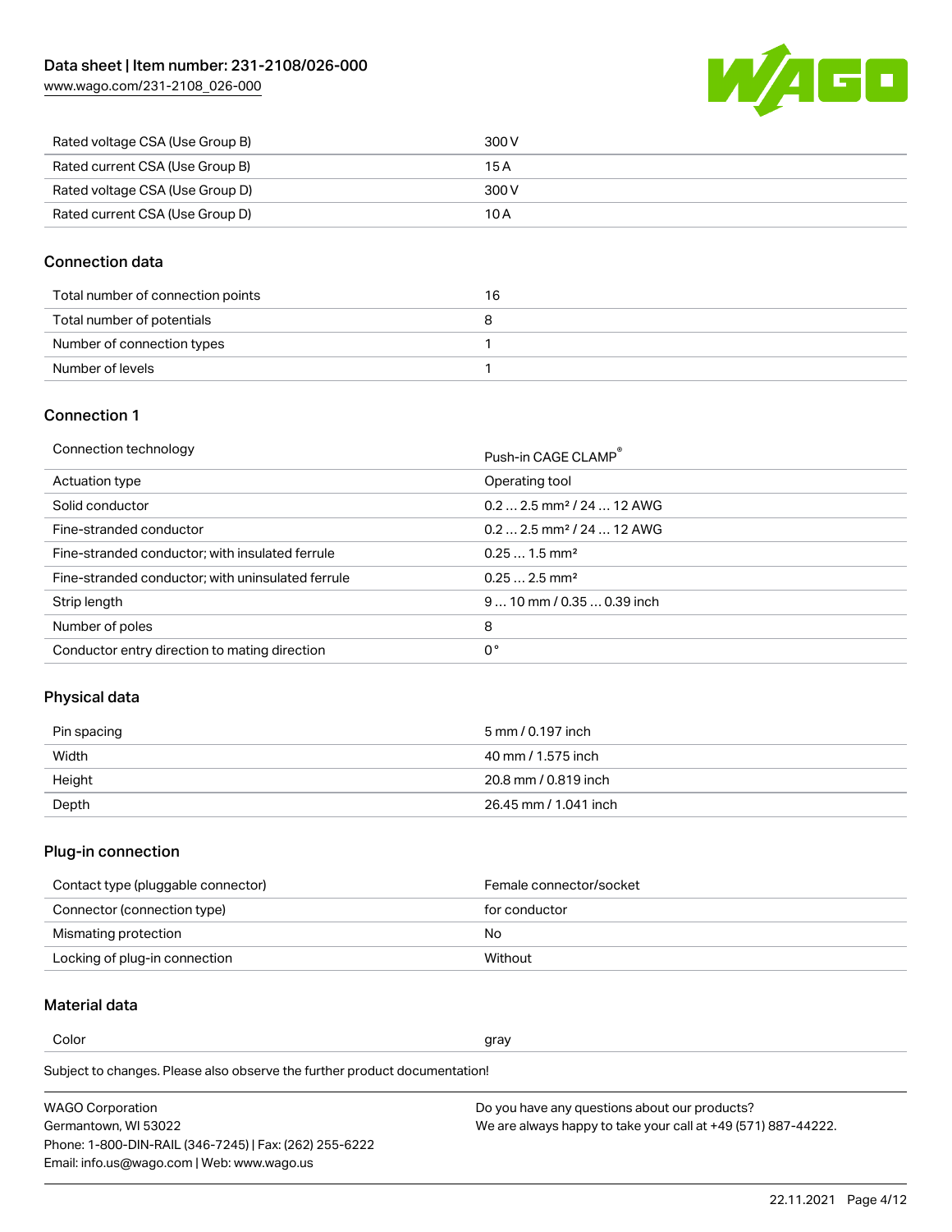| | |
|---|---|
| Rated voltage CSA (Use Group B) | 300 V |
| Rated current CSA (Use Group B) | 15 A |
| Rated voltage CSA (Use Group D) | 300 V |
| Rated current CSA (Use Group D) | 10 A |

## Connection data

| | |
|---|---|
| Total number of connection points | 16 |
| Total number of potentials | 8 |
| Number of connection types | 1 |
| Number of levels | 1 |

## Connection 1

| | |
|---|---|
| Connection technology | Push-in CAGE CLAMP® |
| Actuation type | Operating tool |
| Solid conductor | 0.2 … 2.5 mm² / 24 … 12 AWG |
| Fine-stranded conductor | 0.2 … 2.5 mm² / 24 … 12 AWG |
| Fine-stranded conductor; with insulated ferrule | 0.25 … 1.5 mm² |
| Fine-stranded conductor; with uninsulated ferrule | 0.25 … 2.5 mm² |
| Strip length | 9 … 10 mm / 0.35 … 0.39 inch |
| Number of poles | 8 |
| Conductor entry direction to mating direction | 0 ° |

## Physical data

| | |
|---|---|
| Pin spacing | 5 mm / 0.197 inch |
| Width | 40 mm / 1.575 inch |
| Height | 20.8 mm / 0.819 inch |
| Depth | 26.45 mm / 1.041 inch |

## Plug-in connection

| | |
|---|---|
| Contact type (pluggable connector) | Female connector/socket |
| Connector (connection type) | for conductor |
| Mismating protection | No |
| Locking of plug-in connection | Without |

## Material data

| | |
|---|---|
| Color | gray |

Subject to changes. Please also observe the further product documentation!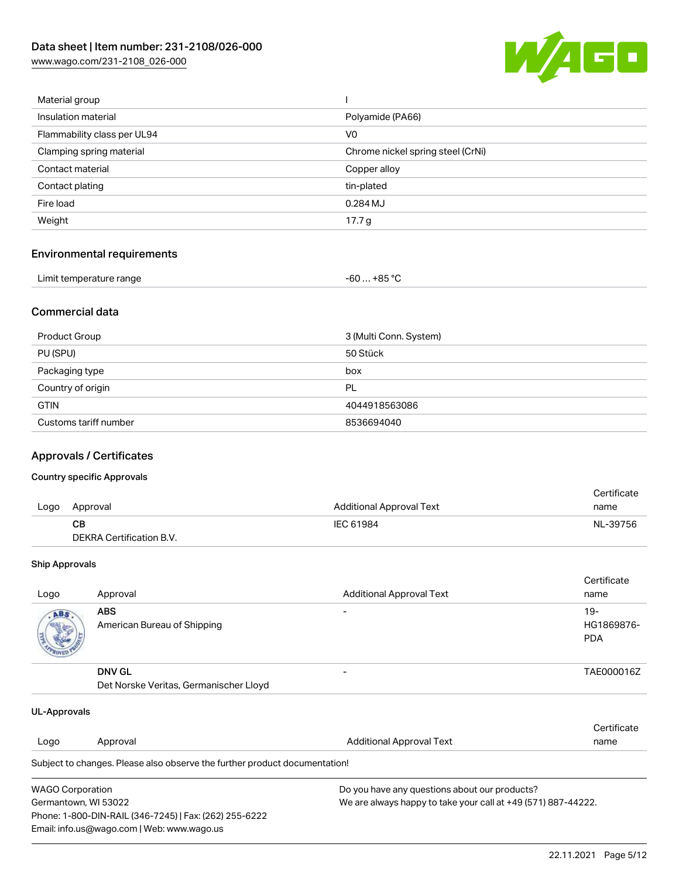| | |
|---|---|
| Material group | I |
| Insulation material | Polyamide (PA66) |
| Flammability class per UL94 | V0 |
| Clamping spring material | Chrome nickel spring steel (CrNi) |
| Contact material | Copper alloy |
| Contact plating | tin-plated |
| Fire load | 0.284 MJ |
| Weight | 17.7 g |

## Environmental requirements

| | |
|---|---|
| Limit temperature range | -60 … +85 °C |

## Commercial data

| | |
|---|---|
| Product Group | 3 (Multi Conn. System) |
| PU (SPU) | 50 Stück |
| Packaging type | box |
| Country of origin | PL |
| GTIN | 4044918563086 |
| Customs tariff number | 8536694040 |

## Approvals / Certificates

### Country specific Approvals

| Logo | Approval | Additional Approval Text | Certificate name |
|---|---|---|---|
| | **CB**<br>DEKRA Certification B.V. | IEC 61984 | NL-39756 |

### Ship Approvals

| Logo | Approval | Additional Approval Text | Certificate name |
|---|---|---|---|
| | **ABS**<br>American Bureau of Shipping | - | 19-HG1869876-PDA |
| | **DNV GL**<br>Det Norske Veritas, Germanischer Lloyd | - | TAE000016Z |

### UL-Approvals

| Logo | Approval | Additional Approval Text | Certificate name |
|---|---|---|---|

Subject to changes. Please also observe the further product documentation!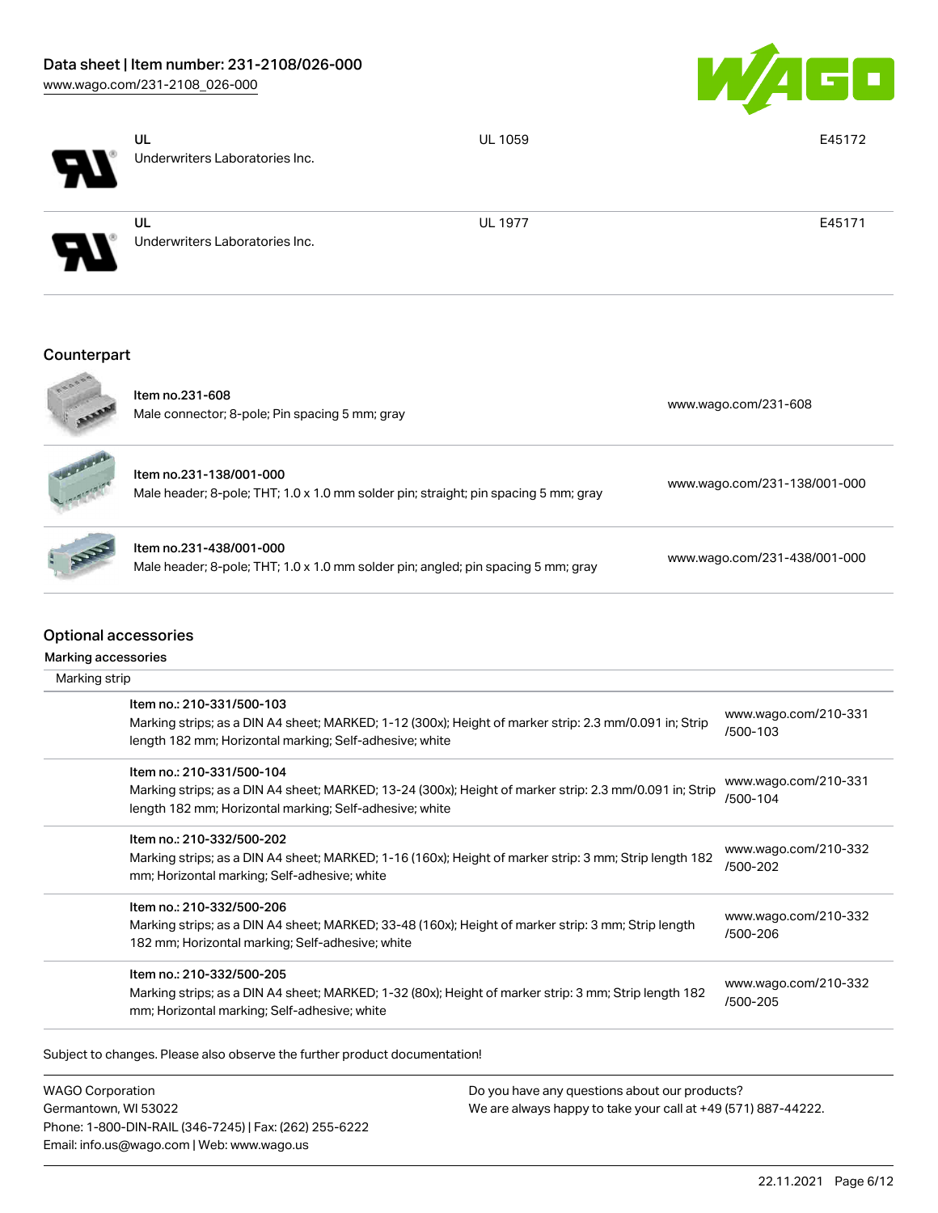| | | | |
|---|---|---|---|
| | UL<br>Underwriters Laboratories Inc. | UL 1059 | E45172 |
| | UL<br>Underwriters Laboratories Inc. | UL 1977 | E45171 |

## Counterpart

| | | |
|---|---|---|
| | Item no.231-608<br>Male connector; 8-pole; Pin spacing 5 mm; gray | www.wago.com/231-608 |
| | Item no.231-138/001-000<br>Male header; 8-pole; THT; 1.0 x 1.0 mm solder pin; straight; pin spacing 5 mm; gray | www.wago.com/231-138/001-000 |
| | Item no.231-438/001-000<br>Male header; 8-pole; THT; 1.0 x 1.0 mm solder pin; angled; pin spacing 5 mm; gray | www.wago.com/231-438/001-000 |

## Optional accessories

### Marking accessories

Marking strip

| | | |
|---|---|---|
| | Item no.: 210-331/500-103<br>Marking strips; as a DIN A4 sheet; MARKED; 1-12 (300x); Height of marker strip: 2.3 mm/0.091 in; Strip length 182 mm; Horizontal marking; Self-adhesive; white | www.wago.com/210-331/500-103 |
| | Item no.: 210-331/500-104<br>Marking strips; as a DIN A4 sheet; MARKED; 13-24 (300x); Height of marker strip: 2.3 mm/0.091 in; Strip length 182 mm; Horizontal marking; Self-adhesive; white | www.wago.com/210-331/500-104 |
| | Item no.: 210-332/500-202<br>Marking strips; as a DIN A4 sheet; MARKED; 1-16 (160x); Height of marker strip: 3 mm; Strip length 182 mm; Horizontal marking; Self-adhesive; white | www.wago.com/210-332/500-202 |
| | Item no.: 210-332/500-206<br>Marking strips; as a DIN A4 sheet; MARKED; 33-48 (160x); Height of marker strip: 3 mm; Strip length 182 mm; Horizontal marking; Self-adhesive; white | www.wago.com/210-332/500-206 |
| | Item no.: 210-332/500-205<br>Marking strips; as a DIN A4 sheet; MARKED; 1-32 (80x); Height of marker strip: 3 mm; Strip length 182 mm; Horizontal marking; Self-adhesive; white | www.wago.com/210-332/500-205 |

Subject to changes. Please also observe the further product documentation!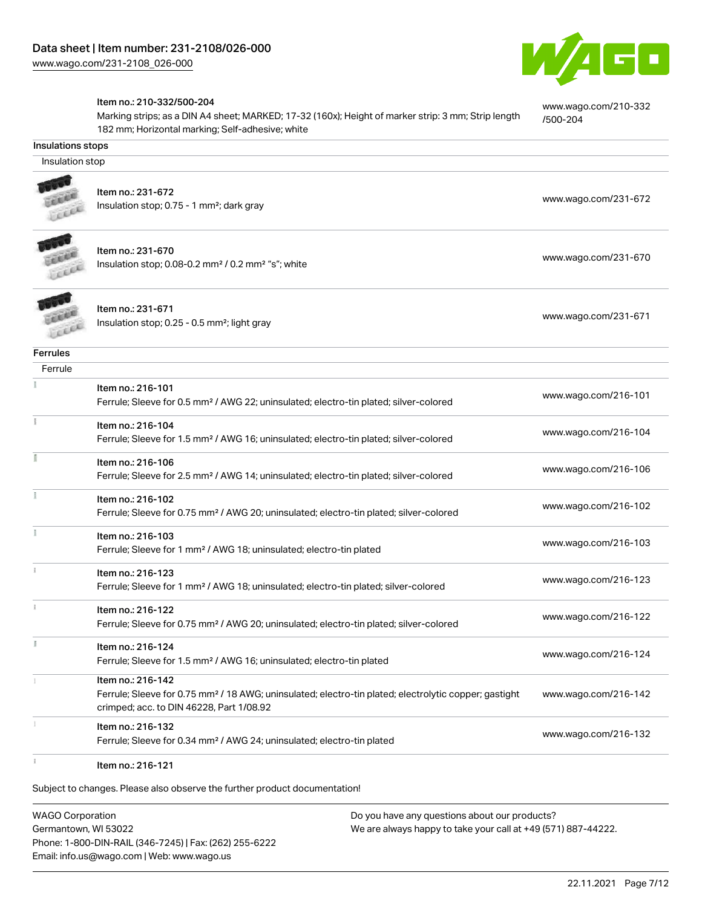Item no.: 210-332/500-204
Marking strips; as a DIN A4 sheet; MARKED; 17-32 (160x); Height of marker strip: 3 mm; Strip length 182 mm; Horizontal marking; Self-adhesive; white
www.wago.com/210-332/500-204

## Insulations stops

### Insulation stop

| Item | Description | Link |
| --- | --- | --- |
| Item no.: 231-672 | Insulation stop; 0.75 - 1 mm²; dark gray | www.wago.com/231-672 |
| Item no.: 231-670 | Insulation stop; 0.08-0.2 mm² / 0.2 mm² "s"; white | www.wago.com/231-670 |
| Item no.: 231-671 | Insulation stop; 0.25 - 0.5 mm²; light gray | www.wago.com/231-671 |

## Ferrules

### Ferrule

| Item | Description | Link |
| --- | --- | --- |
| Item no.: 216-101 | Ferrule; Sleeve for 0.5 mm² / AWG 22; uninsulated; electro-tin plated; silver-colored | www.wago.com/216-101 |
| Item no.: 216-104 | Ferrule; Sleeve for 1.5 mm² / AWG 16; uninsulated; electro-tin plated; silver-colored | www.wago.com/216-104 |
| Item no.: 216-106 | Ferrule; Sleeve for 2.5 mm² / AWG 14; uninsulated; electro-tin plated; silver-colored | www.wago.com/216-106 |
| Item no.: 216-102 | Ferrule; Sleeve for 0.75 mm² / AWG 20; uninsulated; electro-tin plated; silver-colored | www.wago.com/216-102 |
| Item no.: 216-103 | Ferrule; Sleeve for 1 mm² / AWG 18; uninsulated; electro-tin plated | www.wago.com/216-103 |
| Item no.: 216-123 | Ferrule; Sleeve for 1 mm² / AWG 18; uninsulated; electro-tin plated; silver-colored | www.wago.com/216-123 |
| Item no.: 216-122 | Ferrule; Sleeve for 0.75 mm² / AWG 20; uninsulated; electro-tin plated; silver-colored | www.wago.com/216-122 |
| Item no.: 216-124 | Ferrule; Sleeve for 1.5 mm² / AWG 16; uninsulated; electro-tin plated | www.wago.com/216-124 |
| Item no.: 216-142 | Ferrule; Sleeve for 0.75 mm² / 18 AWG; uninsulated; electro-tin plated; electrolytic copper; gastight crimped; acc. to DIN 46228, Part 1/08.92 | www.wago.com/216-142 |
| Item no.: 216-132 | Ferrule; Sleeve for 0.34 mm² / AWG 24; uninsulated; electro-tin plated | www.wago.com/216-132 |
| Item no.: 216-121 | | |

Subject to changes. Please also observe the further product documentation!

WAGO Corporation
Germantown, WI 53022
Phone: 1-800-DIN-RAIL (346-7245) | Fax: (262) 255-6222
Email: info.us@wago.com | Web: www.wago.us

Do you have any questions about our products?
We are always happy to take your call at +49 (571) 887-44222.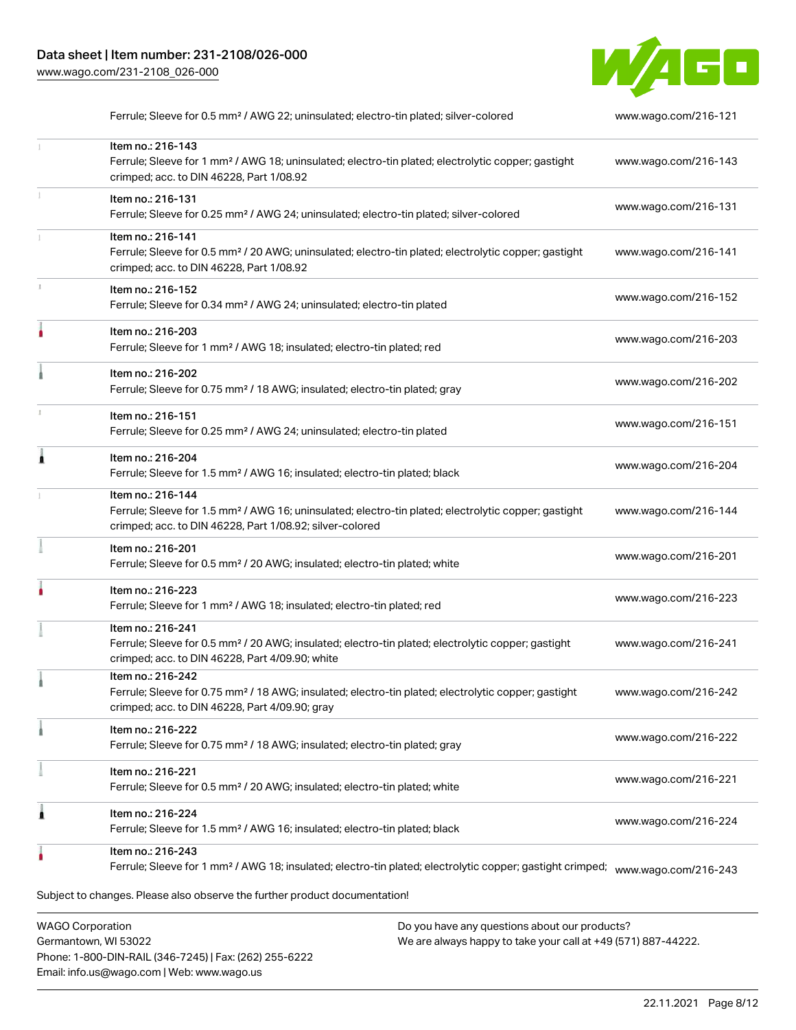| | | |
|---|---|---|
| | Ferrule; Sleeve for 0.5 mm² / AWG 22; uninsulated; electro-tin plated; silver-colored | www.wago.com/216-121 |
| | Item no.: 216-143<br>Ferrule; Sleeve for 1 mm² / AWG 18; uninsulated; electro-tin plated; electrolytic copper; gastight crimped; acc. to DIN 46228, Part 1/08.92 | www.wago.com/216-143 |
| | Item no.: 216-131<br>Ferrule; Sleeve for 0.25 mm² / AWG 24; uninsulated; electro-tin plated; silver-colored | www.wago.com/216-131 |
| | Item no.: 216-141<br>Ferrule; Sleeve for 0.5 mm² / 20 AWG; uninsulated; electro-tin plated; electrolytic copper; gastight crimped; acc. to DIN 46228, Part 1/08.92 | www.wago.com/216-141 |
| | Item no.: 216-152<br>Ferrule; Sleeve for 0.34 mm² / AWG 24; uninsulated; electro-tin plated | www.wago.com/216-152 |
| | Item no.: 216-203<br>Ferrule; Sleeve for 1 mm² / AWG 18; insulated; electro-tin plated; red | www.wago.com/216-203 |
| | Item no.: 216-202<br>Ferrule; Sleeve for 0.75 mm² / 18 AWG; insulated; electro-tin plated; gray | www.wago.com/216-202 |
| | Item no.: 216-151<br>Ferrule; Sleeve for 0.25 mm² / AWG 24; uninsulated; electro-tin plated | www.wago.com/216-151 |
| | Item no.: 216-204<br>Ferrule; Sleeve for 1.5 mm² / AWG 16; insulated; electro-tin plated; black | www.wago.com/216-204 |
| | Item no.: 216-144<br>Ferrule; Sleeve for 1.5 mm² / AWG 16; uninsulated; electro-tin plated; electrolytic copper; gastight crimped; acc. to DIN 46228, Part 1/08.92; silver-colored | www.wago.com/216-144 |
| | Item no.: 216-201<br>Ferrule; Sleeve for 0.5 mm² / 20 AWG; insulated; electro-tin plated; white | www.wago.com/216-201 |
| | Item no.: 216-223<br>Ferrule; Sleeve for 1 mm² / AWG 18; insulated; electro-tin plated; red | www.wago.com/216-223 |
| | Item no.: 216-241<br>Ferrule; Sleeve for 0.5 mm² / 20 AWG; insulated; electro-tin plated; electrolytic copper; gastight crimped; acc. to DIN 46228, Part 4/09.90; white | www.wago.com/216-241 |
| | Item no.: 216-242<br>Ferrule; Sleeve for 0.75 mm² / 18 AWG; insulated; electro-tin plated; electrolytic copper; gastight crimped; acc. to DIN 46228, Part 4/09.90; gray | www.wago.com/216-242 |
| | Item no.: 216-222<br>Ferrule; Sleeve for 0.75 mm² / 18 AWG; insulated; electro-tin plated; gray | www.wago.com/216-222 |
| | Item no.: 216-221<br>Ferrule; Sleeve for 0.5 mm² / 20 AWG; insulated; electro-tin plated; white | www.wago.com/216-221 |
| | Item no.: 216-224<br>Ferrule; Sleeve for 1.5 mm² / AWG 16; insulated; electro-tin plated; black | www.wago.com/216-224 |
| | Item no.: 216-243<br>Ferrule; Sleeve for 1 mm² / AWG 18; insulated; electro-tin plated; electrolytic copper; gastight crimped; | www.wago.com/216-243 |

Subject to changes. Please also observe the further product documentation!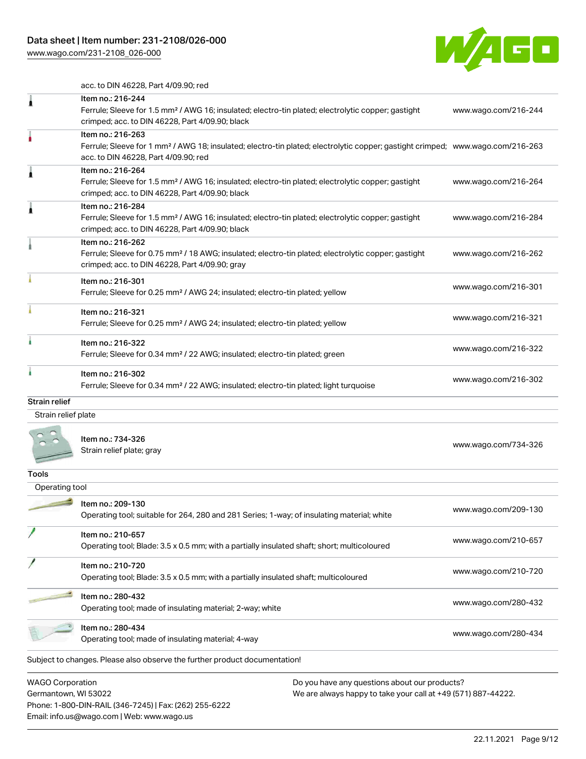acc. to DIN 46228, Part 4/09.90; red

| Item | Link |
|---|---|
| Item no.: 216-244<br>Ferrule; Sleeve for 1.5 mm² / AWG 16; insulated; electro-tin plated; electrolytic copper; gastight crimped; acc. to DIN 46228, Part 4/09.90; black | www.wago.com/216-244 |
| Item no.: 216-263<br>Ferrule; Sleeve for 1 mm² / AWG 18; insulated; electro-tin plated; electrolytic copper; gastight crimped; acc. to DIN 46228, Part 4/09.90; red | www.wago.com/216-263 |
| Item no.: 216-264<br>Ferrule; Sleeve for 1.5 mm² / AWG 16; insulated; electro-tin plated; electrolytic copper; gastight crimped; acc. to DIN 46228, Part 4/09.90; black | www.wago.com/216-264 |
| Item no.: 216-284<br>Ferrule; Sleeve for 1.5 mm² / AWG 16; insulated; electro-tin plated; electrolytic copper; gastight crimped; acc. to DIN 46228, Part 4/09.90; black | www.wago.com/216-284 |
| Item no.: 216-262<br>Ferrule; Sleeve for 0.75 mm² / 18 AWG; insulated; electro-tin plated; electrolytic copper; gastight crimped; acc. to DIN 46228, Part 4/09.90; gray | www.wago.com/216-262 |
| Item no.: 216-301<br>Ferrule; Sleeve for 0.25 mm² / AWG 24; insulated; electro-tin plated; yellow | www.wago.com/216-301 |
| Item no.: 216-321<br>Ferrule; Sleeve for 0.25 mm² / AWG 24; insulated; electro-tin plated; yellow | www.wago.com/216-321 |
| Item no.: 216-322<br>Ferrule; Sleeve for 0.34 mm² / 22 AWG; insulated; electro-tin plated; green | www.wago.com/216-322 |
| Item no.: 216-302<br>Ferrule; Sleeve for 0.34 mm² / 22 AWG; insulated; electro-tin plated; light turquoise | www.wago.com/216-302 |

## Strain relief

### Strain relief plate

| Item | Link |
|---|---|
| Item no.: 734-326<br>Strain relief plate; gray | www.wago.com/734-326 |

## Tools

### Operating tool

| Item | Link |
|---|---|
| Item no.: 209-130<br>Operating tool; suitable for 264, 280 and 281 Series; 1-way; of insulating material; white | www.wago.com/209-130 |
| Item no.: 210-657<br>Operating tool; Blade: 3.5 x 0.5 mm; with a partially insulated shaft; short; multicoloured | www.wago.com/210-657 |
| Item no.: 210-720<br>Operating tool; Blade: 3.5 x 0.5 mm; with a partially insulated shaft; multicoloured | www.wago.com/210-720 |
| Item no.: 280-432<br>Operating tool; made of insulating material; 2-way; white | www.wago.com/280-432 |
| Item no.: 280-434<br>Operating tool; made of insulating material; 4-way | www.wago.com/280-434 |

Subject to changes. Please also observe the further product documentation!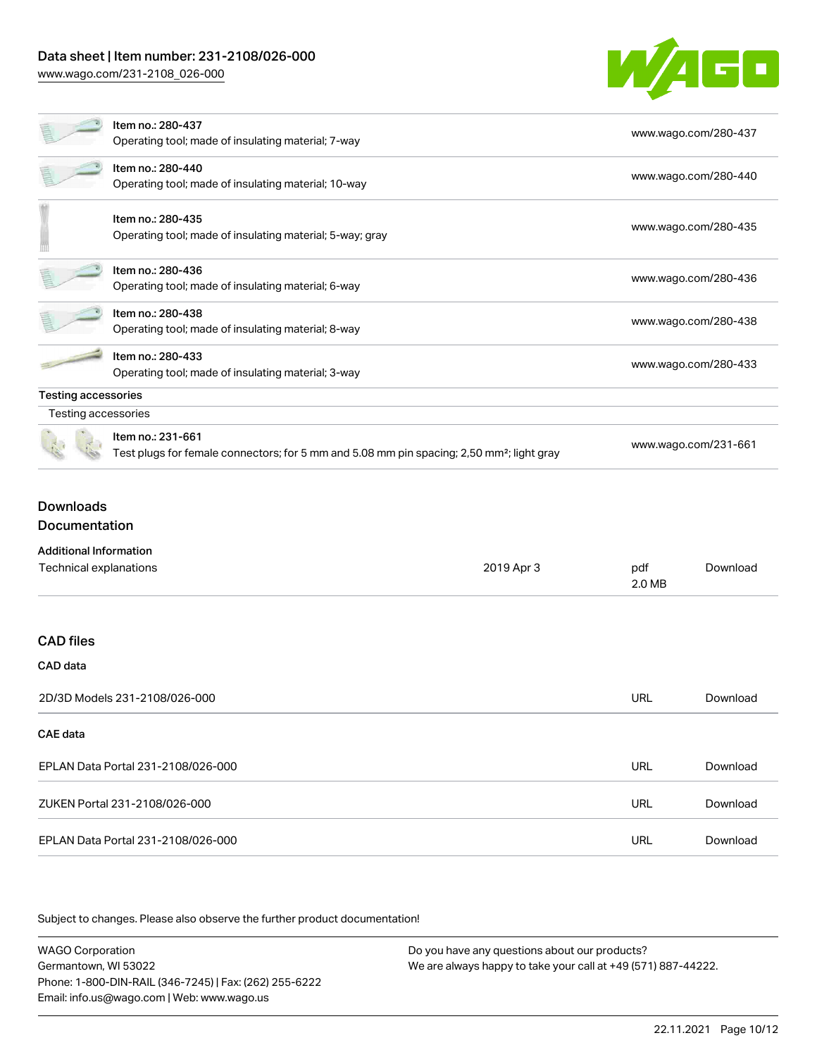| | |
|---|---|
| Item no.: 280-437<br>Operating tool; made of insulating material; 7-way | www.wago.com/280-437 |
| Item no.: 280-440<br>Operating tool; made of insulating material; 10-way | www.wago.com/280-440 |
| Item no.: 280-435<br>Operating tool; made of insulating material; 5-way; gray | www.wago.com/280-435 |
| Item no.: 280-436<br>Operating tool; made of insulating material; 6-way | www.wago.com/280-436 |
| Item no.: 280-438<br>Operating tool; made of insulating material; 8-way | www.wago.com/280-438 |
| Item no.: 280-433<br>Operating tool; made of insulating material; 3-way | www.wago.com/280-433 |

**Testing accessories**

Testing accessories

| | |
|---|---|
| Item no.: 231-661<br>Test plugs for female connectors; for 5 mm and 5.08 mm pin spacing; 2,50 mm²; light gray | www.wago.com/231-661 |

## Downloads

## Documentation

**Additional Information**

| | | | |
|---|---|---|---|
| Technical explanations | 2019 Apr 3 | pdf<br>2.0 MB | Download |

## CAD files

**CAD data**

| | | |
|---|---|---|
| 2D/3D Models 231-2108/026-000 | URL | Download |

**CAE data**

| | | |
|---|---|---|
| EPLAN Data Portal 231-2108/026-000 | URL | Download |
| ZUKEN Portal 231-2108/026-000 | URL | Download |
| EPLAN Data Portal 231-2108/026-000 | URL | Download |

Subject to changes. Please also observe the further product documentation!

WAGO Corporation
Germantown, WI 53022
Phone: 1-800-DIN-RAIL (346-7245) | Fax: (262) 255-6222
Email: info.us@wago.com | Web: www.wago.us

Do you have any questions about our products?
We are always happy to take your call at +49 (571) 887-44222.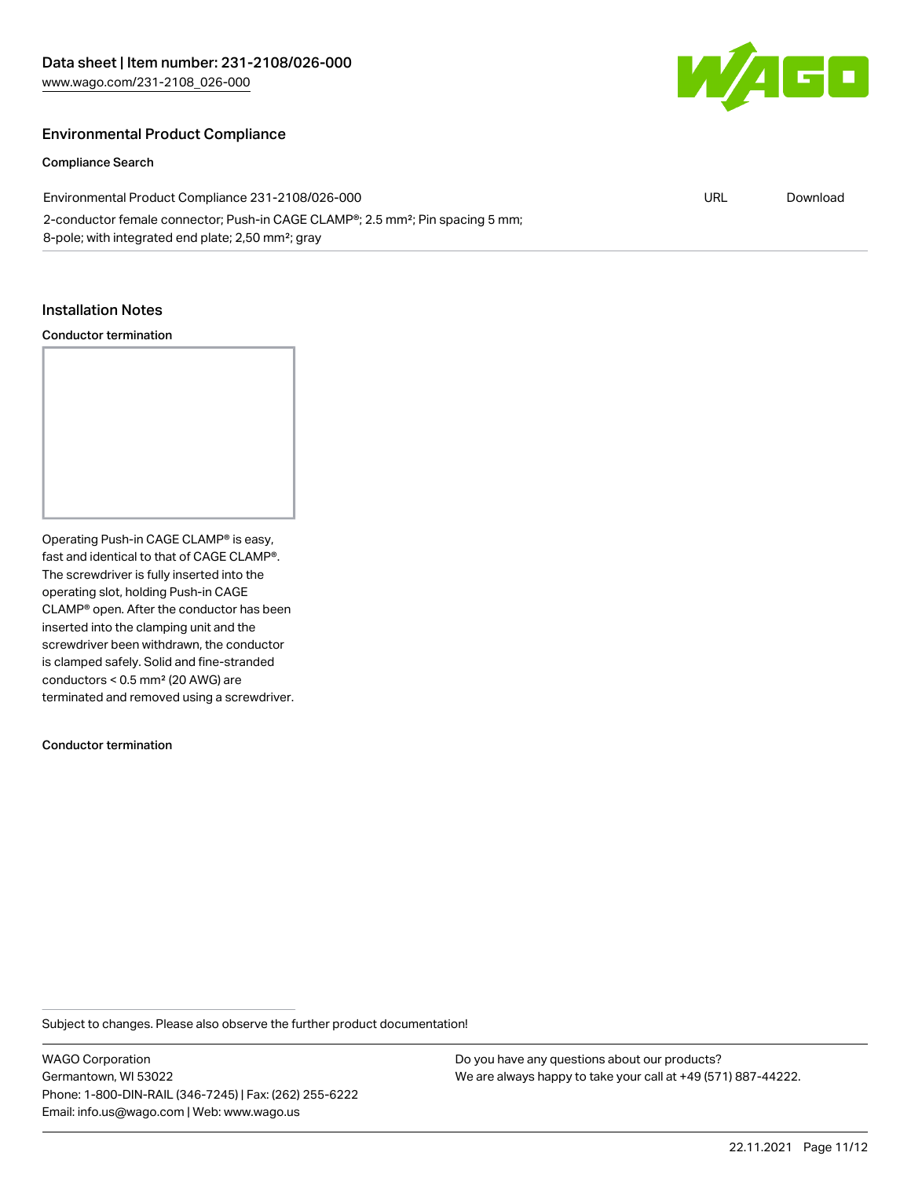## Environmental Product Compliance

### Compliance Search

| Environmental Product Compliance 231-2108/026-000 | URL | Download |
| --- | --- | --- |
| 2-conductor female connector; Push-in CAGE CLAMP®; 2.5 mm²; Pin spacing 5 mm; 8-pole; with integrated end plate; 2,50 mm²; gray | | |

## Installation Notes

### Conductor termination

Operating Push-in CAGE CLAMP® is easy, fast and identical to that of CAGE CLAMP®. The screwdriver is fully inserted into the operating slot, holding Push-in CAGE CLAMP® open. After the conductor has been inserted into the clamping unit and the screwdriver been withdrawn, the conductor is clamped safely. Solid and fine-stranded conductors < 0.5 mm² (20 AWG) are terminated and removed using a screwdriver.

### Conductor termination

Subject to changes. Please also observe the further product documentation!

WAGO Corporation
Germantown, WI 53022
Phone: 1-800-DIN-RAIL (346-7245) | Fax: (262) 255-6222
Email: info.us@wago.com | Web: www.wago.us

Do you have any questions about our products?
We are always happy to take your call at +49 (571) 887-44222.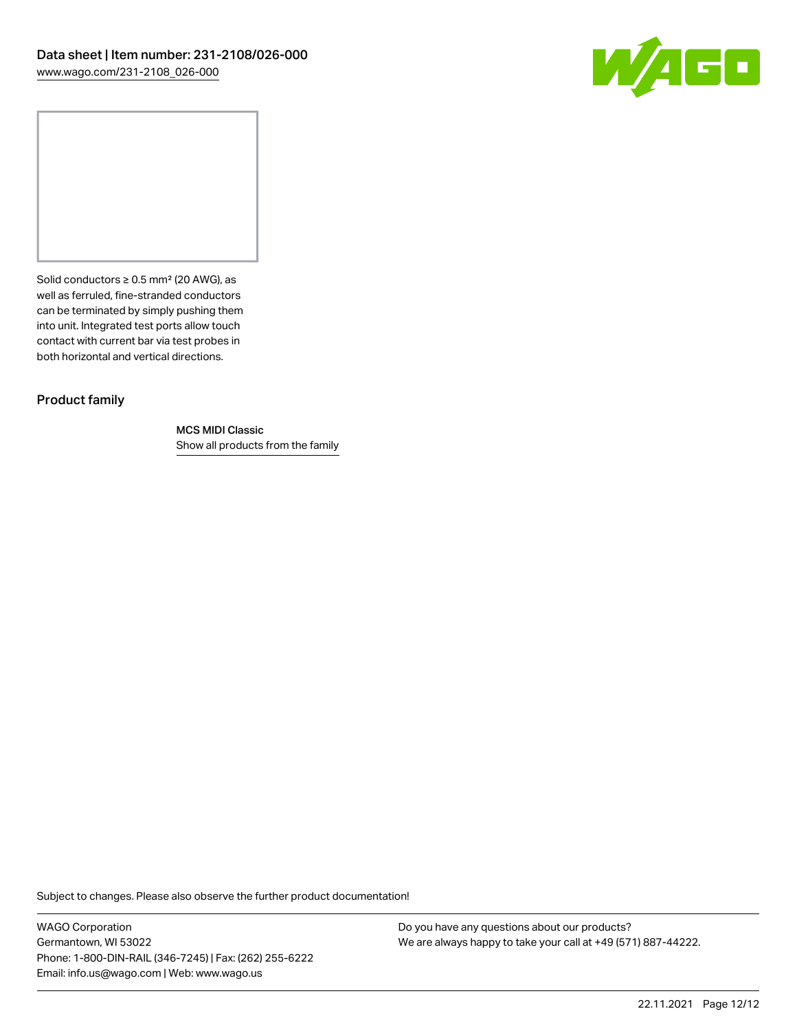Solid conductors ≥ 0.5 mm² (20 AWG), as well as ferruled, fine-stranded conductors can be terminated by simply pushing them into unit. Integrated test ports allow touch contact with current bar via test probes in both horizontal and vertical directions.

## Product family

MCS MIDI Classic
Show all products from the family

Subject to changes. Please also observe the further product documentation!

WAGO Corporation
Germantown, WI 53022
Phone: 1-800-DIN-RAIL (346-7245) | Fax: (262) 255-6222
Email: info.us@wago.com | Web: www.wago.us

Do you have any questions about our products?
We are always happy to take your call at +49 (571) 887-44222.